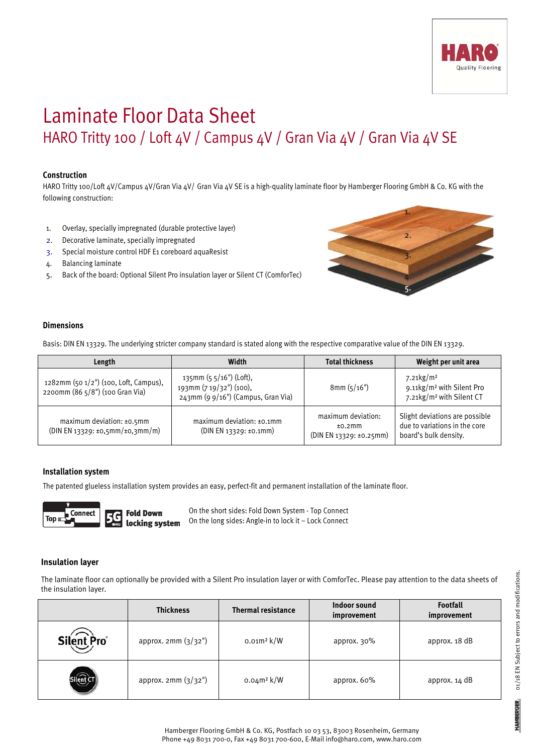# Laminate Floor Data Sheet

## HARO Tritty 100 / Loft 4V / Campus 4V / Gran Via 4V / Gran Via 4V SE

### Construction

HARO Tritty 100/Loft 4V/Campus 4V/Gran Via 4V/ Gran Via 4V SE is a high-quality laminate floor by Hamberger Flooring GmbH & Co. KG with the following construction:

1. Overlay, specially impregnated (durable protective layer)
2. Decorative laminate, specially impregnated
3. Special moisture control HDF E1 coreboard aquaResist
4. Balancing laminate
5. Back of the board: Optional Silent Pro insulation layer or Silent CT (ComforTec)

### Dimensions

Basis: DIN EN 13329. The underlying stricter company standard is stated along with the respective comparative value of the DIN EN 13329.

| Length | Width | Total thickness | Weight per unit area |
|---|---|---|---|
| 1282mm (50 1/2") (100, Loft, Campus), 2200mm (86 5/8") (100 Gran Via) | 135mm (5 5/16") (Loft), 193mm (7 19/32") (100), 243mm (9 9/16") (Campus, Gran Via) | 8mm (5/16") | 7.21kg/m² 9.11kg/m² with Silent Pro 7.21kg/m² with Silent CT |
| maximum deviation: ±0.5mm (DIN EN 13329: ±0,5mm/±0,3mm/m) | maximum deviation: ±0.1mm (DIN EN 13329: ±0.1mm) | maximum deviation: ±0.2mm (DIN EN 13329: ±0.25mm) | Slight deviations are possible due to variations in the core board's bulk density. |

### Installation system

The patented glueless installation system provides an easy, perfect-fit and permanent installation of the laminate floor.

Top Connect — 5G Fold Down locking system

On the short sides: Fold Down System - Top Connect
On the long sides: Angle-in to lock it – Lock Connect

### Insulation layer

The laminate floor can optionally be provided with a Silent Pro insulation layer or with ComforTec. Please pay attention to the data sheets of the insulation layer.

| | Thickness | Thermal resistance | Indoor sound improvement | Footfall improvement |
|---|---|---|---|---|
| Silent Pro | approx. 2mm (3/32") | 0.01m² k/W | approx. 30% | approx. 18 dB |
| Silent CT | approx. 2mm (3/32") | 0.04m² k/W | approx. 60% | approx. 14 dB |

Hamberger Flooring GmbH & Co. KG, Postfach 10 03 53, 83003 Rosenheim, Germany
Phone +49 8031 700-0, Fax +49 8031 700-600, E-Mail info@haro.com, www.haro.com

01/18 EN Subject to errors and modifications.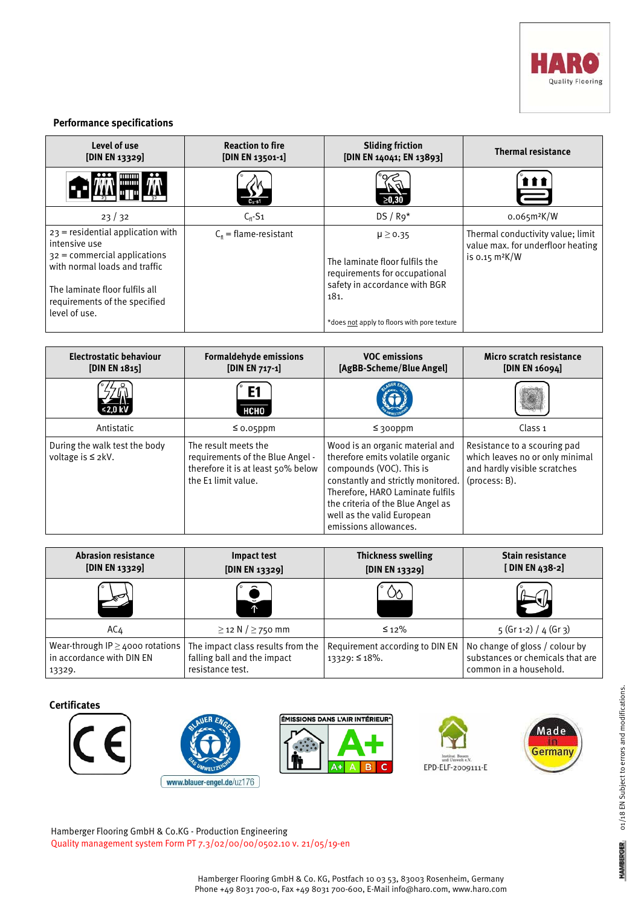## Performance specifications

| Level of use [DIN EN 13329] | Reaction to fire [DIN EN 13501-1] | Sliding friction [DIN EN 14041; EN 13893] | Thermal resistance |
|---|---|---|---|
| 23 / 32 | $C_{fl}$-S1 | DS / R9* | 0.065m²K/W |
| 23 = residential application with intensive use<br>32 = commercial applications with normal loads and traffic<br><br>The laminate floor fulfils all requirements of the specified level of use. | $C_{fl}$ = flame-resistant | μ ≥ 0.35<br><br>The laminate floor fulfils the requirements for occupational safety in accordance with BGR 181.<br><br>*does not apply to floors with pore texture | Thermal conductivity value; limit value max. for underfloor heating is 0.15 m²K/W |

| Electrostatic behaviour [DIN EN 1815] | Formaldehyde emissions [DIN EN 717-1] | VOC emissions [AgBB-Scheme/Blue Angel] | Micro scratch resistance [DIN EN 16094] |
|---|---|---|---|
| Antistatic | ≤ 0.05ppm | ≤ 300ppm | Class 1 |
| During the walk test the body voltage is ≤ 2kV. | The result meets the requirements of the Blue Angel - therefore it is at least 50% below the E1 limit value. | Wood is an organic material and therefore emits volatile organic compounds (VOC). This is constantly and strictly monitored. Therefore, HARO Laminate fulfils the criteria of the Blue Angel as well as the valid European emissions allowances. | Resistance to a scouring pad which leaves no or only minimal and hardly visible scratches (process: B). |

| Abrasion resistance [DIN EN 13329] | Impact test [DIN EN 13329] | Thickness swelling [DIN EN 13329] | Stain resistance [ DIN EN 438-2] |
|---|---|---|---|
| AC4 | ≥ 12 N / ≥ 750 mm | ≤ 12% | 5 (Gr 1-2) / 4 (Gr 3) |
| Wear-through IP ≥ 4000 rotations in accordance with DIN EN 13329. | The impact class results from the falling ball and the impact resistance test. | Requirement according to DIN EN 13329: ≤ 18%. | No change of gloss / colour by substances or chemicals that are common in a household. |

## Certificates

www.blauer-engel.de/uz176

ÉMISSIONS DANS L'AIR INTÉRIEUR A+

EPD-ELF-2009111-E

Made in Germany

Hamberger Flooring GmbH & Co.KG - Production Engineering
Quality management system Form PT 7.3/02/00/00/0502.10 v. 21/05/19-en

01/18 EN Subject to errors and modifications.

Hamberger Flooring GmbH & Co. KG, Postfach 10 03 53, 83003 Rosenheim, Germany
Phone +49 8031 700-0, Fax +49 8031 700-600, E-Mail info@haro.com, www.haro.com